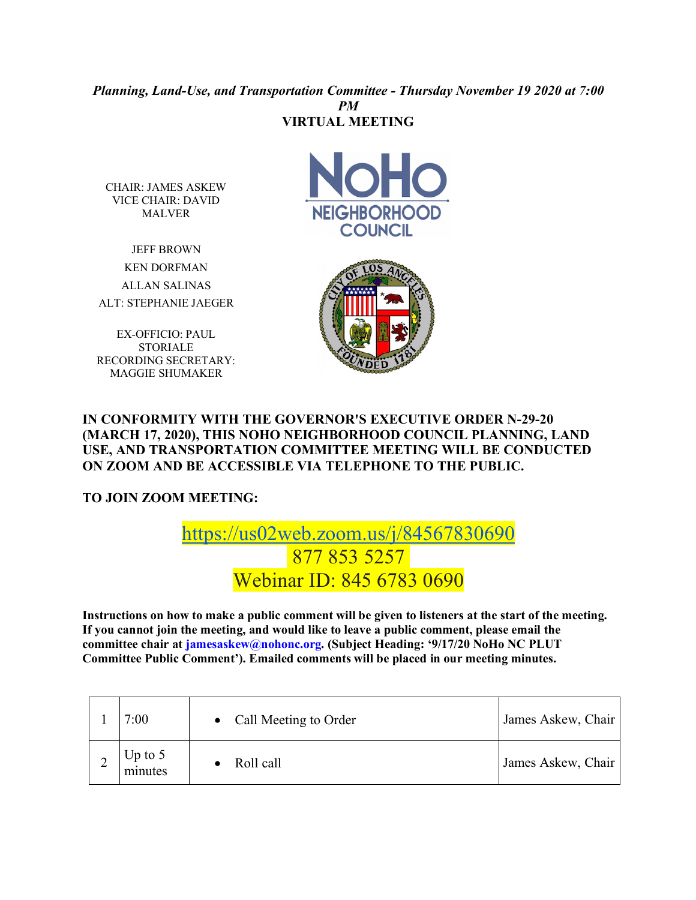***Planning, Land-Use, and Transportation Committee - Thursday November 19 2020 at 7:00 PM***

**VIRTUAL MEETING**

CHAIR: JAMES ASKEW
VICE CHAIR: DAVID MALVER

JEFF BROWN
KEN DORFMAN
ALLAN SALINAS
ALT: STEPHANIE JAEGER

EX-OFFICIO: PAUL STORIALE
RECORDING SECRETARY: MAGGIE SHUMAKER

**IN CONFORMITY WITH THE GOVERNOR'S EXECUTIVE ORDER N-29-20 (MARCH 17, 2020), THIS NOHO NEIGHBORHOOD COUNCIL PLANNING, LAND USE, AND TRANSPORTATION COMMITTEE MEETING WILL BE CONDUCTED ON ZOOM AND BE ACCESSIBLE VIA TELEPHONE TO THE PUBLIC.**

**TO JOIN ZOOM MEETING:**

https://us02web.zoom.us/j/84567830690
877 853 5257
Webinar ID: 845 6783 0690

**Instructions on how to make a public comment will be given to listeners at the start of the meeting. If you cannot join the meeting, and would like to leave a public comment, please email the committee chair at jamesaskew@nohonc.org. (Subject Heading: '9/17/20 NoHo NC PLUT Committee Public Comment'). Emailed comments will be placed in our meeting minutes.**

| | | | |
|---|---|---|---|
| 1 | 7:00 | • Call Meeting to Order | James Askew, Chair |
| 2 | Up to 5 minutes | • Roll call | James Askew, Chair |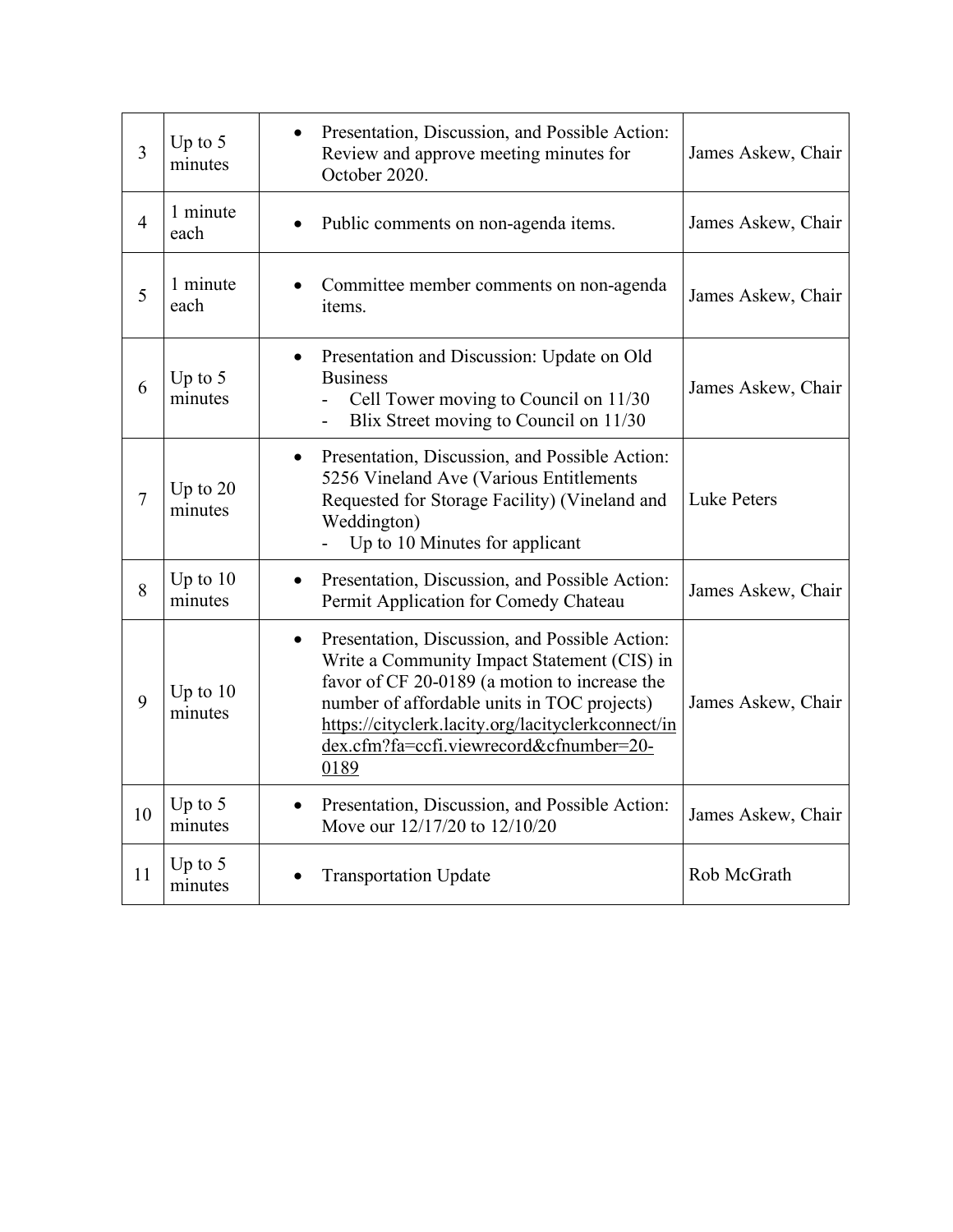| | | | |
|---|---|---|---|
| 3 | Up to 5 minutes | • Presentation, Discussion, and Possible Action: Review and approve meeting minutes for October 2020. | James Askew, Chair |
| 4 | 1 minute each | • Public comments on non-agenda items. | James Askew, Chair |
| 5 | 1 minute each | • Committee member comments on non-agenda items. | James Askew, Chair |
| 6 | Up to 5 minutes | • Presentation and Discussion: Update on Old Business<br>- Cell Tower moving to Council on 11/30<br>- Blix Street moving to Council on 11/30 | James Askew, Chair |
| 7 | Up to 20 minutes | • Presentation, Discussion, and Possible Action: 5256 Vineland Ave (Various Entitlements Requested for Storage Facility) (Vineland and Weddington)<br>- Up to 10 Minutes for applicant | Luke Peters |
| 8 | Up to 10 minutes | • Presentation, Discussion, and Possible Action: Permit Application for Comedy Chateau | James Askew, Chair |
| 9 | Up to 10 minutes | • Presentation, Discussion, and Possible Action: Write a Community Impact Statement (CIS) in favor of CF 20-0189 (a motion to increase the number of affordable units in TOC projects) https://cityclerk.lacity.org/lacityclerkconnect/index.cfm?fa=ccfi.viewrecord&cfnumber=20-0189 | James Askew, Chair |
| 10 | Up to 5 minutes | • Presentation, Discussion, and Possible Action: Move our 12/17/20 to 12/10/20 | James Askew, Chair |
| 11 | Up to 5 minutes | • Transportation Update | Rob McGrath |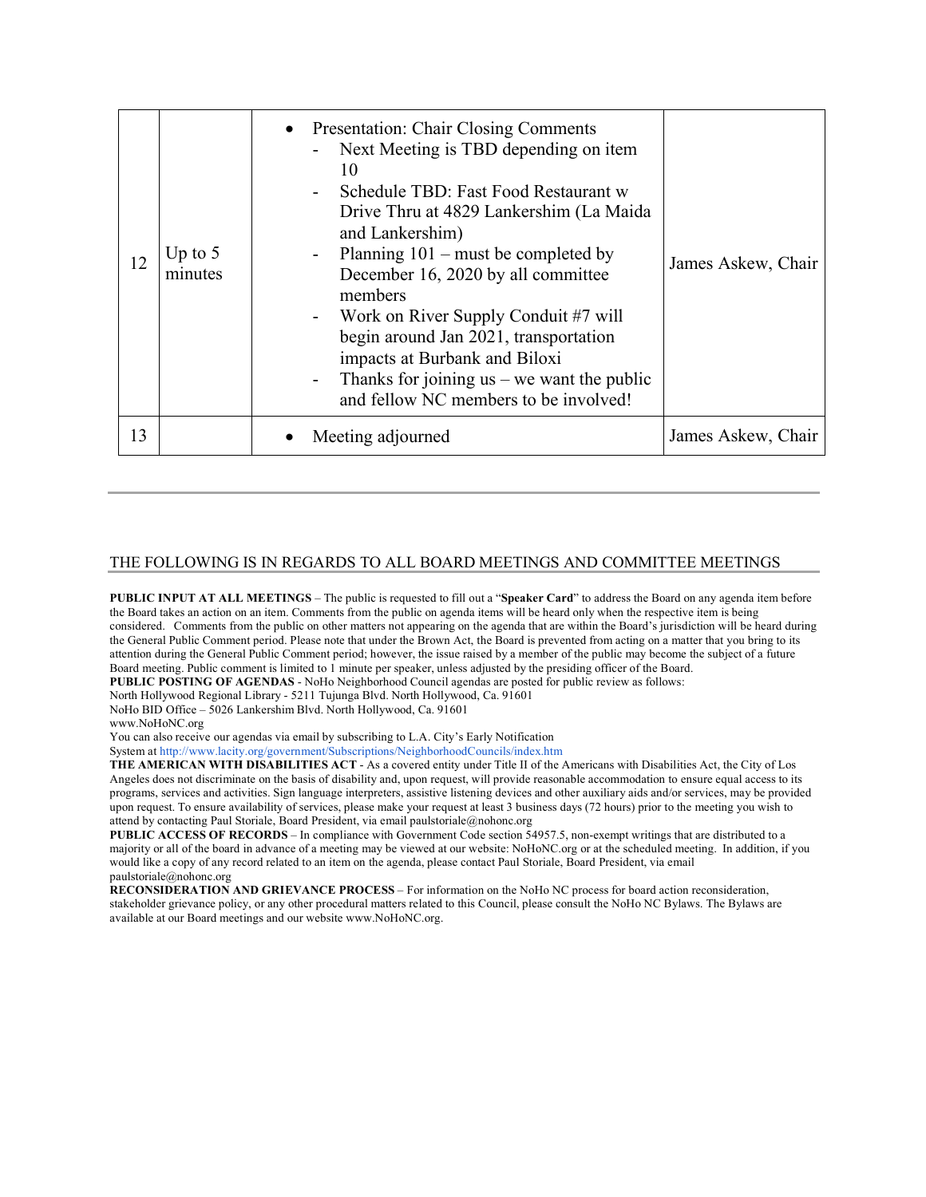| | | | |
|---|---|---|---|
| 12 | Up to 5 minutes | • Presentation: Chair Closing Comments<br>- Next Meeting is TBD depending on item 10<br>- Schedule TBD: Fast Food Restaurant w Drive Thru at 4829 Lankershim (La Maida and Lankershim)<br>- Planning 101 – must be completed by December 16, 2020 by all committee members<br>- Work on River Supply Conduit #7 will begin around Jan 2021, transportation impacts at Burbank and Biloxi<br>- Thanks for joining us – we want the public and fellow NC members to be involved! | James Askew, Chair |
| 13 | | • Meeting adjourned | James Askew, Chair |

---

THE FOLLOWING IS IN REGARDS TO ALL BOARD MEETINGS AND COMMITTEE MEETINGS

**PUBLIC INPUT AT ALL MEETINGS** – The public is requested to fill out a "**Speaker Card**" to address the Board on any agenda item before the Board takes an action on an item. Comments from the public on agenda items will be heard only when the respective item is being considered. Comments from the public on other matters not appearing on the agenda that are within the Board's jurisdiction will be heard during the General Public Comment period. Please note that under the Brown Act, the Board is prevented from acting on a matter that you bring to its attention during the General Public Comment period; however, the issue raised by a member of the public may become the subject of a future Board meeting. Public comment is limited to 1 minute per speaker, unless adjusted by the presiding officer of the Board.

**PUBLIC POSTING OF AGENDAS** - NoHo Neighborhood Council agendas are posted for public review as follows:
North Hollywood Regional Library - 5211 Tujunga Blvd. North Hollywood, Ca. 91601
NoHo BID Office – 5026 Lankershim Blvd. North Hollywood, Ca. 91601
www.NoHoNC.org
You can also receive our agendas via email by subscribing to L.A. City's Early Notification System at http://www.lacity.org/government/Subscriptions/NeighborhoodCouncils/index.htm

**THE AMERICAN WITH DISABILITIES ACT** - As a covered entity under Title II of the Americans with Disabilities Act, the City of Los Angeles does not discriminate on the basis of disability and, upon request, will provide reasonable accommodation to ensure equal access to its programs, services and activities. Sign language interpreters, assistive listening devices and other auxiliary aids and/or services, may be provided upon request. To ensure availability of services, please make your request at least 3 business days (72 hours) prior to the meeting you wish to attend by contacting Paul Storiale, Board President, via email paulstoriale@nohonc.org

**PUBLIC ACCESS OF RECORDS** – In compliance with Government Code section 54957.5, non-exempt writings that are distributed to a majority or all of the board in advance of a meeting may be viewed at our website: NoHoNC.org or at the scheduled meeting. In addition, if you would like a copy of any record related to an item on the agenda, please contact Paul Storiale, Board President, via email paulstoriale@nohonc.org

**RECONSIDERATION AND GRIEVANCE PROCESS** – For information on the NoHo NC process for board action reconsideration, stakeholder grievance policy, or any other procedural matters related to this Council, please consult the NoHo NC Bylaws. The Bylaws are available at our Board meetings and our website www.NoHoNC.org.